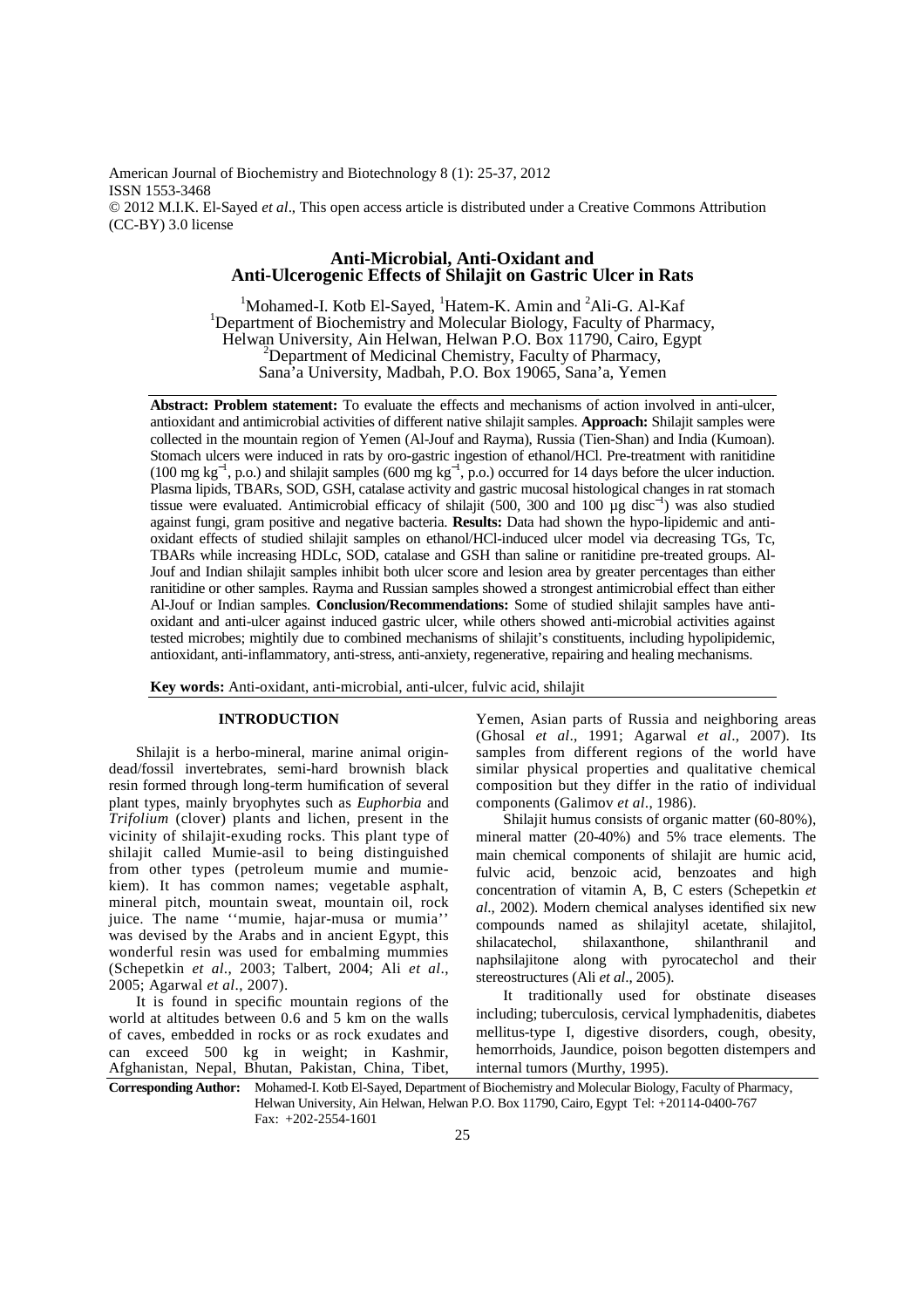American Journal of Biochemistry and Biotechnology 8 (1): 25-37, 2012
ISSN 1553-3468
© 2012 M.I.K. El-Sayed *et al*., This open access article is distributed under a Creative Commons Attribution (CC-BY) 3.0 license

# Anti-Microbial, Anti-Oxidant and Anti-Ulcerogenic Effects of Shilajit on Gastric Ulcer in Rats

[1]Mohamed-I. Kotb El-Sayed, [1]Hatem-K. Amin and [2]Ali-G. Al-Kaf

[1]Department of Biochemistry and Molecular Biology, Faculty of Pharmacy, Helwan University, Ain Helwan, Helwan P.O. Box 11790, Cairo, Egypt
[2]Department of Medicinal Chemistry, Faculty of Pharmacy, Sana'a University, Madbah, P.O. Box 19065, Sana'a, Yemen

**Abstract: Problem statement:** To evaluate the effects and mechanisms of action involved in anti-ulcer, antioxidant and antimicrobial activities of different native shilajit samples. **Approach:** Shilajit samples were collected in the mountain region of Yemen (Al-Jouf and Rayma), Russia (Tien-Shan) and India (Kumoan). Stomach ulcers were induced in rats by oro-gastric ingestion of ethanol/HCl. Pre-treatment with ranitidine (100 mg $kg^{-1}$, p.o.) and shilajit samples (600 mg $kg^{-1}$, p.o.) occurred for 14 days before the ulcer induction. Plasma lipids, TBARs, SOD, GSH, catalase activity and gastric mucosal histological changes in rat stomach tissue were evaluated. Antimicrobial efficacy of shilajit (500, 300 and 100 µg $disc^{-1}$) was also studied against fungi, gram positive and negative bacteria. **Results:** Data had shown the hypo-lipidemic and anti-oxidant effects of studied shilajit samples on ethanol/HCl-induced ulcer model via decreasing TGs, Tc, TBARs while increasing HDLc, SOD, catalase and GSH than saline or ranitidine pre-treated groups. Al-Jouf and Indian shilajit samples inhibit both ulcer score and lesion area by greater percentages than either ranitidine or other samples. Rayma and Russian samples showed a strongest antimicrobial effect than either Al-Jouf or Indian samples. **Conclusion/Recommendations:** Some of studied shilajit samples have anti-oxidant and anti-ulcer against induced gastric ulcer, while others showed anti-microbial activities against tested microbes; mightily due to combined mechanisms of shilajit's constituents, including hypolipidemic, antioxidant, anti-inflammatory, anti-stress, anti-anxiety, regenerative, repairing and healing mechanisms.

**Key words:** Anti-oxidant, anti-microbial, anti-ulcer, fulvic acid, shilajit

## INTRODUCTION

Shilajit is a herbo-mineral, marine animal origin-dead/fossil invertebrates, semi-hard brownish black resin formed through long-term humification of several plant types, mainly bryophytes such as *Euphorbia* and *Trifolium* (clover) plants and lichen, present in the vicinity of shilajit-exuding rocks. This plant type of shilajit called Mumie-asil to being distinguished from other types (petroleum mumie and mumie-kiem). It has common names; vegetable asphalt, mineral pitch, mountain sweat, mountain oil, rock juice. The name ''mumie, hajar-musa or mumia'' was devised by the Arabs and in ancient Egypt, this wonderful resin was used for embalming mummies (Schepetkin *et al*., 2003; Talbert, 2004; Ali *et al*., 2005; Agarwal *et al*., 2007).

It is found in specific mountain regions of the world at altitudes between 0.6 and 5 km on the walls of caves, embedded in rocks or as rock exudates and can exceed 500 kg in weight; in Kashmir, Afghanistan, Nepal, Bhutan, Pakistan, China, Tibet, Yemen, Asian parts of Russia and neighboring areas (Ghosal *et al*., 1991; Agarwal *et al*., 2007). Its samples from different regions of the world have similar physical properties and qualitative chemical composition but they differ in the ratio of individual components (Galimov *et al*., 1986).

Shilajit humus consists of organic matter (60-80%), mineral matter (20-40%) and 5% trace elements. The main chemical components of shilajit are humic acid, fulvic acid, benzoic acid, benzoates and high concentration of vitamin A, B, C esters (Schepetkin *et al*., 2002). Modern chemical analyses identified six new compounds named as shilajityl acetate, shilajitol, shilacatechol, shilaxanthone, shilanthranil and naphsilajitone along with pyrocatechol and their stereostructures (Ali *et al*., 2005).

It traditionally used for obstinate diseases including; tuberculosis, cervical lymphadenitis, diabetes mellitus-type I, digestive disorders, cough, obesity, hemorrhoids, Jaundice, poison begotten distempers and internal tumors (Murthy, 1995).

**Corresponding Author:** Mohamed-I. Kotb El-Sayed, Department of Biochemistry and Molecular Biology, Faculty of Pharmacy, Helwan University, Ain Helwan, Helwan P.O. Box 11790, Cairo, Egypt Tel: +20114-0400-767 Fax: +202-2554-1601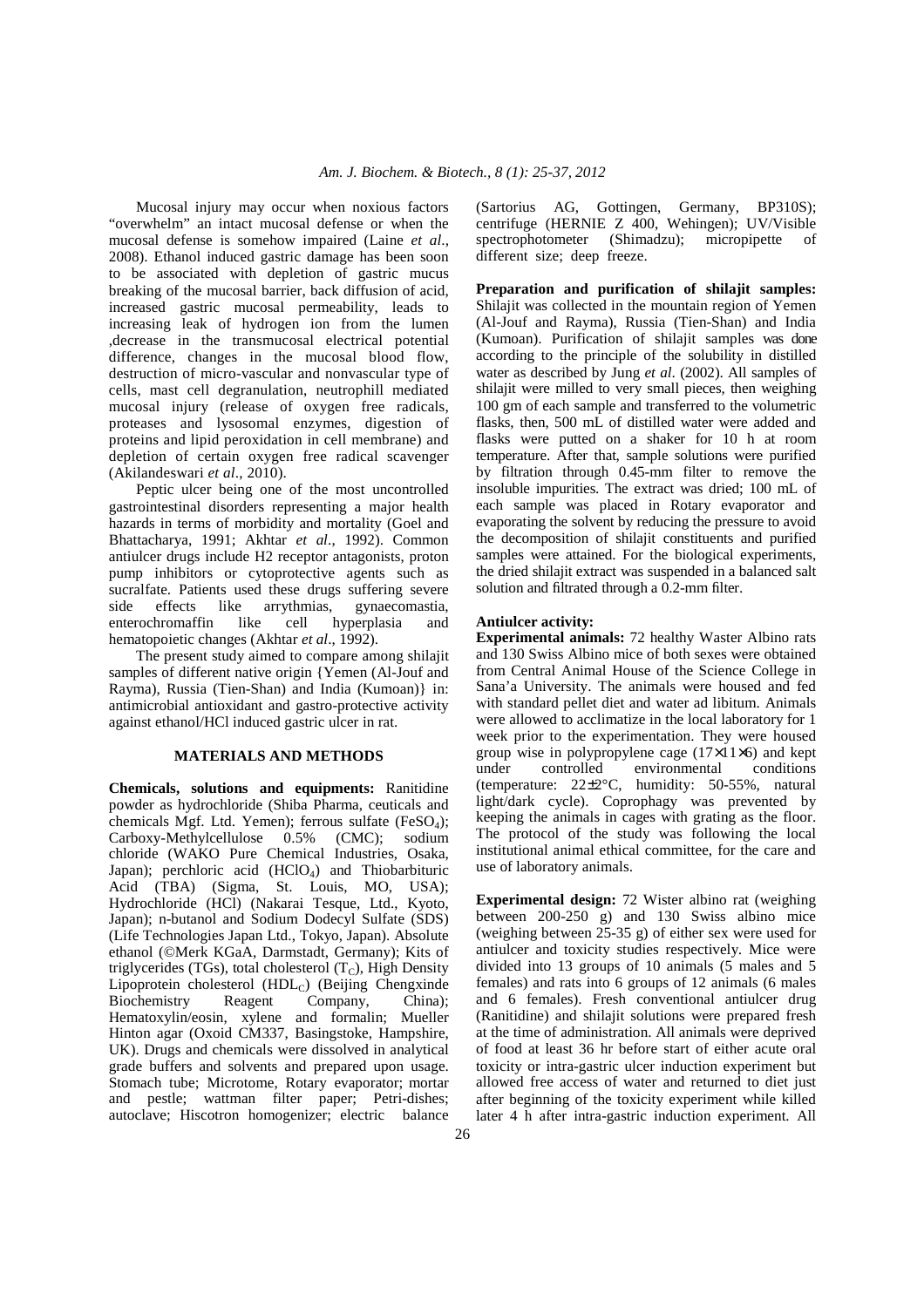Mucosal injury may occur when noxious factors "overwhelm" an intact mucosal defense or when the mucosal defense is somehow impaired (Laine *et al*., 2008). Ethanol induced gastric damage has been soon to be associated with depletion of gastric mucus breaking of the mucosal barrier, back diffusion of acid, increased gastric mucosal permeability, leads to increasing leak of hydrogen ion from the lumen ,decrease in the transmucosal electrical potential difference, changes in the mucosal blood flow, destruction of micro-vascular and nonvascular type of cells, mast cell degranulation, neutrophill mediated mucosal injury (release of oxygen free radicals, proteases and lysosomal enzymes, digestion of proteins and lipid peroxidation in cell membrane) and depletion of certain oxygen free radical scavenger (Akilandeswari *et al*., 2010).

Peptic ulcer being one of the most uncontrolled gastrointestinal disorders representing a major health hazards in terms of morbidity and mortality (Goel and Bhattacharya, 1991; Akhtar *et al*., 1992). Common antiulcer drugs include H2 receptor antagonists, proton pump inhibitors or cytoprotective agents such as sucralfate. Patients used these drugs suffering severe side effects like arrythmias, gynaecomastia, enterochromaffin like cell hyperplasia and hematopoietic changes (Akhtar *et al*., 1992).

The present study aimed to compare among shilajit samples of different native origin {Yemen (Al-Jouf and Rayma), Russia (Tien-Shan) and India (Kumoan)} in: antimicrobial antioxidant and gastro-protective activity against ethanol/HCl induced gastric ulcer in rat.

## MATERIALS AND METHODS

**Chemicals, solutions and equipments:** Ranitidine powder as hydrochloride (Shiba Pharma, ceuticals and chemicals Mgf. Ltd. Yemen); ferrous sulfate ($FeSO_4$); Carboxy-Methylcellulose 0.5% (CMC); sodium chloride (WAKO Pure Chemical Industries, Osaka, Japan); perchloric acid ($HClO_4$) and Thiobarbituric Acid (TBA) (Sigma, St. Louis, MO, USA); Hydrochloride (HCl) (Nakarai Tesque, Ltd., Kyoto, Japan); n-butanol and Sodium Dodecyl Sulfate (SDS) (Life Technologies Japan Ltd., Tokyo, Japan). Absolute ethanol (©Merk KGaA, Darmstadt, Germany); Kits of triglycerides (TGs), total cholesterol ($T_C$), High Density Lipoprotein cholesterol ($HDL_C$) (Beijing Chengxinde Biochemistry Reagent Company, China); Hematoxylin/eosin, xylene and formalin; Mueller Hinton agar (Oxoid CM337, Basingstoke, Hampshire, UK). Drugs and chemicals were dissolved in analytical grade buffers and solvents and prepared upon usage. Stomach tube; Microtome, Rotary evaporator; mortar and pestle; wattman filter paper; Petri-dishes; autoclave; Hiscotron homogenizer; electric balance (Sartorius AG, Gottingen, Germany, BP310S); centrifuge (HERNIE Z 400, Wehingen); UV/Visible spectrophotometer (Shimadzu); micropipette of different size; deep freeze.

**Preparation and purification of shilajit samples:** Shilajit was collected in the mountain region of Yemen (Al-Jouf and Rayma), Russia (Tien-Shan) and India (Kumoan). Purification of shilajit samples was done according to the principle of the solubility in distilled water as described by Jung *et al*. (2002). All samples of shilajit were milled to very small pieces, then weighing 100 gm of each sample and transferred to the volumetric flasks, then, 500 mL of distilled water were added and flasks were putted on a shaker for 10 h at room temperature. After that, sample solutions were purified by filtration through 0.45-mm filter to remove the insoluble impurities. The extract was dried; 100 mL of each sample was placed in Rotary evaporator and evaporating the solvent by reducing the pressure to avoid the decomposition of shilajit constituents and purified samples were attained. For the biological experiments, the dried shilajit extract was suspended in a balanced salt solution and filtrated through a 0.2-mm filter.

### Antiulcer activity:

**Experimental animals:** 72 healthy Waster Albino rats and 130 Swiss Albino mice of both sexes were obtained from Central Animal House of the Science College in Sana'a University. The animals were housed and fed with standard pellet diet and water ad libitum. Animals were allowed to acclimatize in the local laboratory for 1 week prior to the experimentation. They were housed group wise in polypropylene cage (17×11×6) and kept under controlled environmental conditions (temperature: 22±2°C, humidity: 50-55%, natural light/dark cycle). Coprophagy was prevented by keeping the animals in cages with grating as the floor. The protocol of the study was following the local institutional animal ethical committee, for the care and use of laboratory animals.

**Experimental design:** 72 Wister albino rat (weighing between 200-250 g) and 130 Swiss albino mice (weighing between 25-35 g) of either sex were used for antiulcer and toxicity studies respectively. Mice were divided into 13 groups of 10 animals (5 males and 5 females) and rats into 6 groups of 12 animals (6 males and 6 females). Fresh conventional antiulcer drug (Ranitidine) and shilajit solutions were prepared fresh at the time of administration. All animals were deprived of food at least 36 hr before start of either acute oral toxicity or intra-gastric ulcer induction experiment but allowed free access of water and returned to diet just after beginning of the toxicity experiment while killed later 4 h after intra-gastric induction experiment. All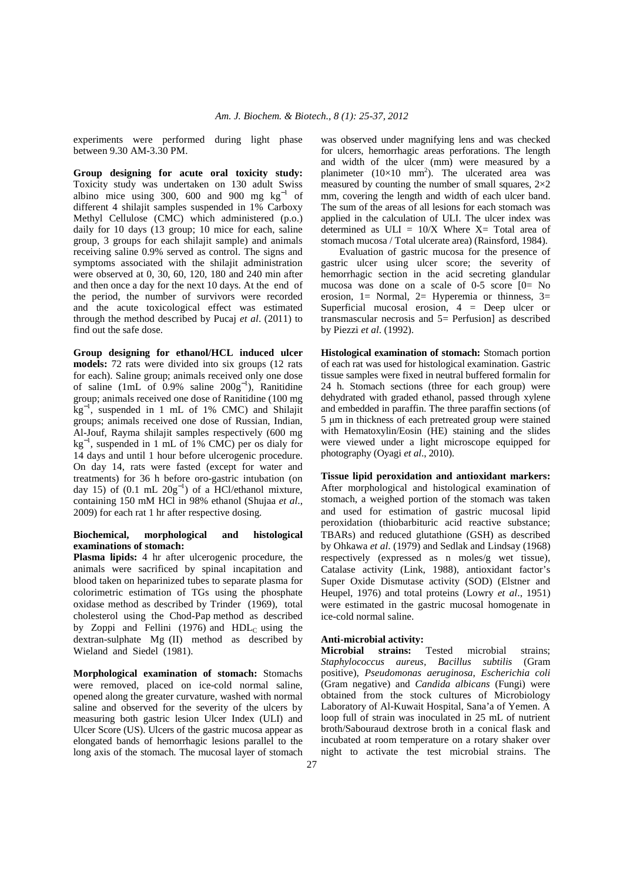experiments were performed during light phase between 9.30 AM-3.30 PM.

**Group designing for acute oral toxicity study:** Toxicity study was undertaken on 130 adult Swiss albino mice using 300, 600 and 900 mg $kg^{-1}$ of different 4 shilajit samples suspended in 1% Carboxy Methyl Cellulose (CMC) which administered (p.o.) daily for 10 days (13 group; 10 mice for each, saline group, 3 groups for each shilajit sample) and animals receiving saline 0.9% served as control. The signs and symptoms associated with the shilajit administration were observed at 0, 30, 60, 120, 180 and 240 min after and then once a day for the next 10 days. At the end of the period, the number of survivors were recorded and the acute toxicological effect was estimated through the method described by Pucaj *et al*. (2011) to find out the safe dose.

**Group designing for ethanol/HCL induced ulcer models:** 72 rats were divided into six groups (12 rats for each). Saline group; animals received only one dose of saline (1mL of 0.9% saline $200g^{-1}$), Ranitidine group; animals received one dose of Ranitidine (100 mg $kg^{-1}$, suspended in 1 mL of 1% CMC) and Shilajit groups; animals received one dose of Russian, Indian, Al-Jouf, Rayma shilajit samples respectively (600 mg $kg^{-1}$, suspended in 1 mL of 1% CMC) per os dialy for 14 days and until 1 hour before ulcerogenic procedure. On day 14, rats were fasted (except for water and treatments) for 36 h before oro-gastric intubation (on day 15) of (0.1 mL $20g^{-1}$) of a HCl/ethanol mixture, containing 150 mM HCl in 98% ethanol (Shujaa *et al*., 2009) for each rat 1 hr after respective dosing.

**Biochemical, morphological and histological examinations of stomach:**

**Plasma lipids:** 4 hr after ulcerogenic procedure, the animals were sacrificed by spinal incapitation and blood taken on heparinized tubes to separate plasma for colorimetric estimation of TGs using the phosphate oxidase method as described by Trinder (1969), total cholesterol using the Chod-Pap method as described by Zoppi and Fellini (1976) and $HDL_C$ using the dextran-sulphate Mg (II) method as described by Wieland and Siedel (1981).

**Morphological examination of stomach:** Stomachs were removed, placed on ice-cold normal saline, opened along the greater curvature, washed with normal saline and observed for the severity of the ulcers by measuring both gastric lesion Ulcer Index (ULI) and Ulcer Score (US). Ulcers of the gastric mucosa appear as elongated bands of hemorrhagic lesions parallel to the long axis of the stomach. The mucosal layer of stomach was observed under magnifying lens and was checked for ulcers, hemorrhagic areas perforations. The length and width of the ulcer (mm) were measured by a planimeter (10×10 $mm^2$). The ulcerated area was measured by counting the number of small squares, 2×2 mm, covering the length and width of each ulcer band. The sum of the areas of all lesions for each stomach was applied in the calculation of ULI. The ulcer index was determined as ULI = 10/X Where X= Total area of stomach mucosa / Total ulcerate area) (Rainsford, 1984).

Evaluation of gastric mucosa for the presence of gastric ulcer using ulcer score; the severity of hemorrhagic section in the acid secreting glandular mucosa was done on a scale of 0-5 score [0= No erosion, 1= Normal, 2= Hyperemia or thinness, 3= Superficial mucosal erosion, 4 = Deep ulcer or transmascular necrosis and 5= Perfusion] as described by Piezzi *et al*. (1992).

**Histological examination of stomach:** Stomach portion of each rat was used for histological examination. Gastric tissue samples were fixed in neutral buffered formalin for 24 h. Stomach sections (three for each group) were dehydrated with graded ethanol, passed through xylene and embedded in paraffin. The three paraffin sections (of 5 μm in thickness of each pretreated group were stained with Hematoxylin/Eosin (HE) staining and the slides were viewed under a light microscope equipped for photography (Oyagi *et al*., 2010).

**Tissue lipid peroxidation and antioxidant markers:** After morphological and histological examination of stomach, a weighed portion of the stomach was taken and used for estimation of gastric mucosal lipid peroxidation (thiobarbituric acid reactive substance; TBARs) and reduced glutathione (GSH) as described by Ohkawa *et al*. (1979) and Sedlak and Lindsay (1968) respectively (expressed as n moles/g wet tissue), Catalase activity (Link, 1988), antioxidant factor's Super Oxide Dismutase activity (SOD) (Elstner and Heupel, 1976) and total proteins (Lowry *et al*., 1951) were estimated in the gastric mucosal homogenate in ice-cold normal saline.

**Anti-microbial activity:**

**Microbial strains:** Tested microbial strains; *Staphylococcus aureus*, *Bacillus subtilis* (Gram positive), *Pseudomonas aeruginosa*, *Escherichia coli* (Gram negative) and *Candida albicans* (Fungi) were obtained from the stock cultures of Microbiology Laboratory of Al-Kuwait Hospital, Sana'a of Yemen. A loop full of strain was inoculated in 25 mL of nutrient broth/Sabouraud dextrose broth in a conical flask and incubated at room temperature on a rotary shaker over night to activate the test microbial strains. The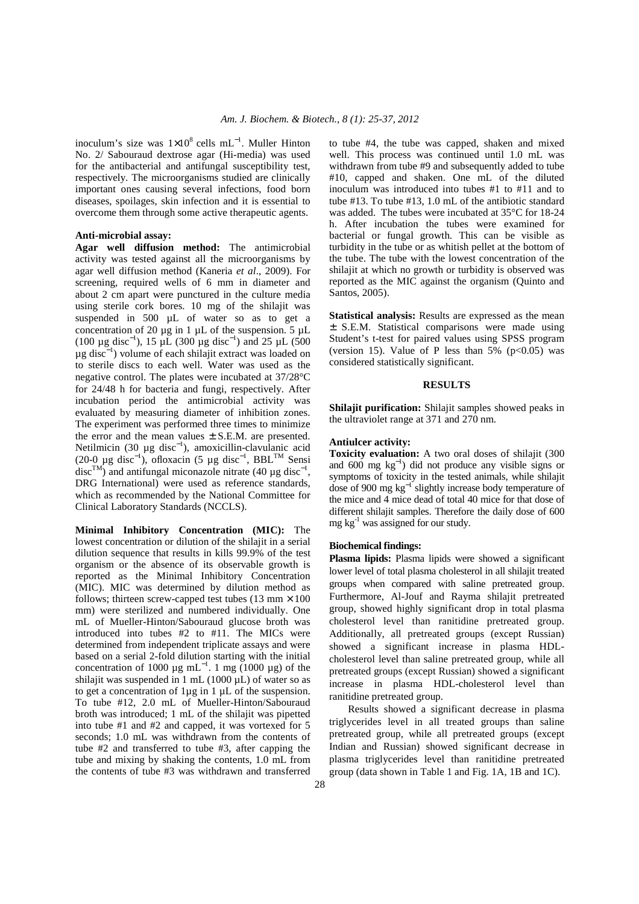inoculum's size was $1\times10^8$ cells $mL^{-1}$. Muller Hinton No. 2/ Sabouraud dextrose agar (Hi-media) was used for the antibacterial and antifungal susceptibility test, respectively. The microorganisms studied are clinically important ones causing several infections, food born diseases, spoilages, skin infection and it is essential to overcome them through some active therapeutic agents.

### Anti-microbial assay:

**Agar well diffusion method:** The antimicrobial activity was tested against all the microorganisms by agar well diffusion method (Kaneria *et al*., 2009). For screening, required wells of 6 mm in diameter and about 2 cm apart were punctured in the culture media using sterile cork bores. 10 mg of the shilajit was suspended in 500 µL of water so as to get a concentration of 20 µg in 1 µL of the suspension. 5 µL (100 µg $disc^{-1}$), 15 µL (300 µg $disc^{-1}$) and 25 µL (500 µg $disc^{-1}$) volume of each shilajit extract was loaded on to sterile discs to each well. Water was used as the negative control. The plates were incubated at 37/28°C for 24/48 h for bacteria and fungi, respectively. After incubation period the antimicrobial activity was evaluated by measuring diameter of inhibition zones. The experiment was performed three times to minimize the error and the mean values ± S.E.M. are presented. Netilmicin (30 µg $disc^{-1}$), amoxicillin-clavulanic acid (20-0 µg $disc^{-1}$), ofloxacin (5 µg $disc^{-1}$, BBL™ Sensi disc™) and antifungal miconazole nitrate (40 µg $disc^{-1}$, DRG International) were used as reference standards, which as recommended by the National Committee for Clinical Laboratory Standards (NCCLS).

**Minimal Inhibitory Concentration (MIC):** The lowest concentration or dilution of the shilajit in a serial dilution sequence that results in kills 99.9% of the test organism or the absence of its observable growth is reported as the Minimal Inhibitory Concentration (MIC). MIC was determined by dilution method as follows; thirteen screw-capped test tubes (13 mm × 100 mm) were sterilized and numbered individually. One mL of Mueller-Hinton/Sabouraud glucose broth was introduced into tubes #2 to #11. The MICs were determined from independent triplicate assays and were based on a serial 2-fold dilution starting with the initial concentration of 1000 µg $mL^{-1}$. 1 mg (1000 µg) of the shilajit was suspended in 1 mL (1000 µL) of water so as to get a concentration of 1µg in 1 µL of the suspension. To tube #12, 2.0 mL of Mueller-Hinton/Sabouraud broth was introduced; 1 mL of the shilajit was pipetted into tube #1 and #2 and capped, it was vortexed for 5 seconds; 1.0 mL was withdrawn from the contents of tube #2 and transferred to tube #3, after capping the tube and mixing by shaking the contents, 1.0 mL from the contents of tube #3 was withdrawn and transferred to tube #4, the tube was capped, shaken and mixed well. This process was continued until 1.0 mL was withdrawn from tube #9 and subsequently added to tube #10, capped and shaken. One mL of the diluted inoculum was introduced into tubes #1 to #11 and to tube #13. To tube #13, 1.0 mL of the antibiotic standard was added. The tubes were incubated at 35°C for 18-24 h. After incubation the tubes were examined for bacterial or fungal growth. This can be visible as turbidity in the tube or as whitish pellet at the bottom of the tube. The tube with the lowest concentration of the shilajit at which no growth or turbidity is observed was reported as the MIC against the organism (Quinto and Santos, 2005).

**Statistical analysis:** Results are expressed as the mean ± S.E.M. Statistical comparisons were made using Student's t-test for paired values using SPSS program (version 15). Value of P less than 5% ($p<0.05$) was considered statistically significant.

## RESULTS

**Shilajit purification:** Shilajit samples showed peaks in the ultraviolet range at 371 and 270 nm.

### Antiulcer activity:

**Toxicity evaluation:** A two oral doses of shilajit (300 and 600 mg $kg^{-1}$) did not produce any visible signs or symptoms of toxicity in the tested animals, while shilajit dose of 900 mg $kg^{-1}$ slightly increase body temperature of the mice and 4 mice dead of total 40 mice for that dose of different shilajit samples. Therefore the daily dose of 600 mg $kg^{-1}$ was assigned for our study.

### Biochemical findings:

**Plasma lipids:** Plasma lipids were showed a significant lower level of total plasma cholesterol in all shilajit treated groups when compared with saline pretreated group. Furthermore, Al-Jouf and Rayma shilajit pretreated group, showed highly significant drop in total plasma cholesterol level than ranitidine pretreated group. Additionally, all pretreated groups (except Russian) showed a significant increase in plasma HDL-cholesterol level than saline pretreated group, while all pretreated groups (except Russian) showed a significant increase in plasma HDL-cholesterol level than ranitidine pretreated group.

Results showed a significant decrease in plasma triglycerides level in all treated groups than saline pretreated group, while all pretreated groups (except Indian and Russian) showed significant decrease in plasma triglycerides level than ranitidine pretreated group (data shown in Table 1 and Fig. 1A, 1B and 1C).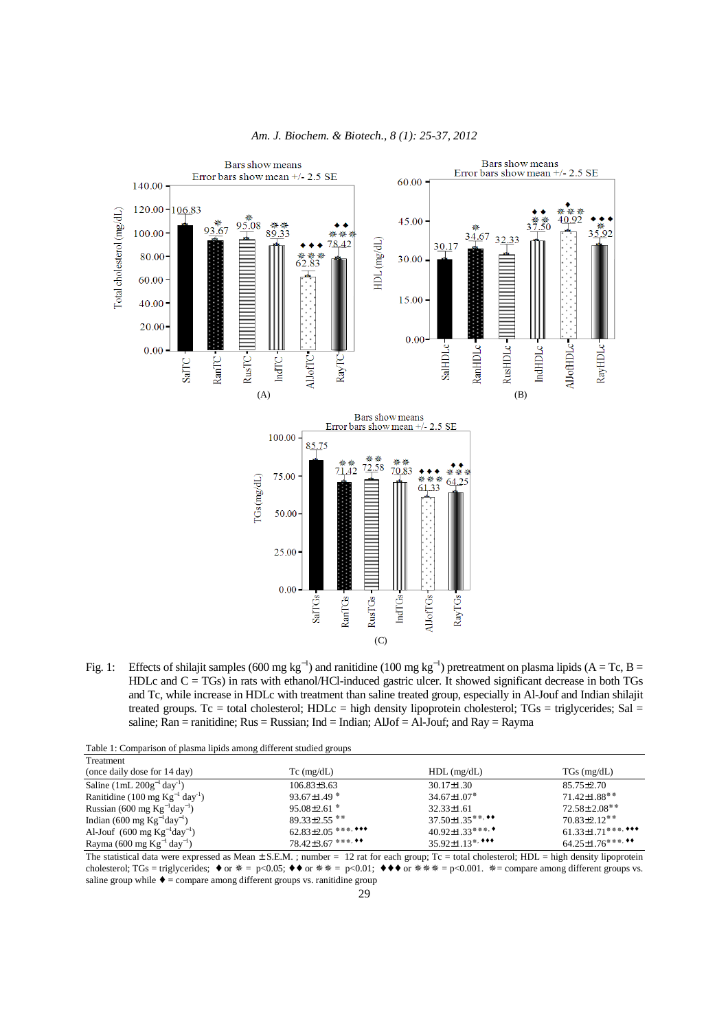Fig. 1: Effects of shilajit samples (600 mg $kg^{-1}$) and ranitidine (100 mg $kg^{-1}$) pretreatment on plasma lipids (A = Tc, B = HDLc and C = TGs) in rats with ethanol/HCl-induced gastric ulcer. It showed significant decrease in both TGs and Tc, while increase in HDLc with treatment than saline treated group, especially in Al-Jouf and Indian shilajit treated groups. Tc = total cholesterol; HDLc = high density lipoprotein cholesterol; TGs = triglycerides; Sal = saline; Ran = ranitidine; Rus = Russian; Ind = Indian; AlJof = Al-Jouf; and Ray = Rayma

Table 1: Comparison of plasma lipids among different studied groups

| Treatment (once daily dose for 14 day) | Tc (mg/dL) | HDL (mg/dL) | TGs (mg/dL) |
|---|---|---|---|
| Saline (1mL $200g^{-1}$ $day^{-1}$) | 106.83±3.63 | 30.17±1.30 | 85.75±2.70 |
| Ranitidine (100 mg $Kg^{-1}$ $day^{-1}$) | 93.67±1.49 * | 34.67±1.07* | 71.42±1.88** |
| Russian (600 mg $Kg^{-1}$ $day^{-1}$) | 95.08±2.61 * | 32.33±1.61 | 72.58±2.08** |
| Indian (600 mg $Kg^{-1}$ $day^{-1}$) | 89.33±2.55 ** | 37.50±1.35**, ♦♦ | 70.83±2.12** |
| Al-Jouf (600 mg $Kg^{-1}$ $day^{-1}$) | 62.83±2.05 ***, ♦♦♦ | 40.92±1.33***, ♦ | 61.33±1.71***, ♦♦♦ |
| Rayma (600 mg $Kg^{-1}$ $day^{-1}$) | 78.42±3.67 ***, ♦♦ | 35.92±1.13*, ♦♦♦ | 64.25±1.76***, ♦♦ |

The statistical data were expressed as Mean ± S.E.M. ; number = 12 rat for each group; Tc = total cholesterol; HDL = high density lipoprotein cholesterol; TGs = triglycerides; ♦ or * = $p<0.05$; ♦♦ or ** = $p<0.01$; ♦♦♦ or *** = $p<0.001$. * = compare among different groups vs. saline group while ♦ = compare among different groups vs. ranitidine group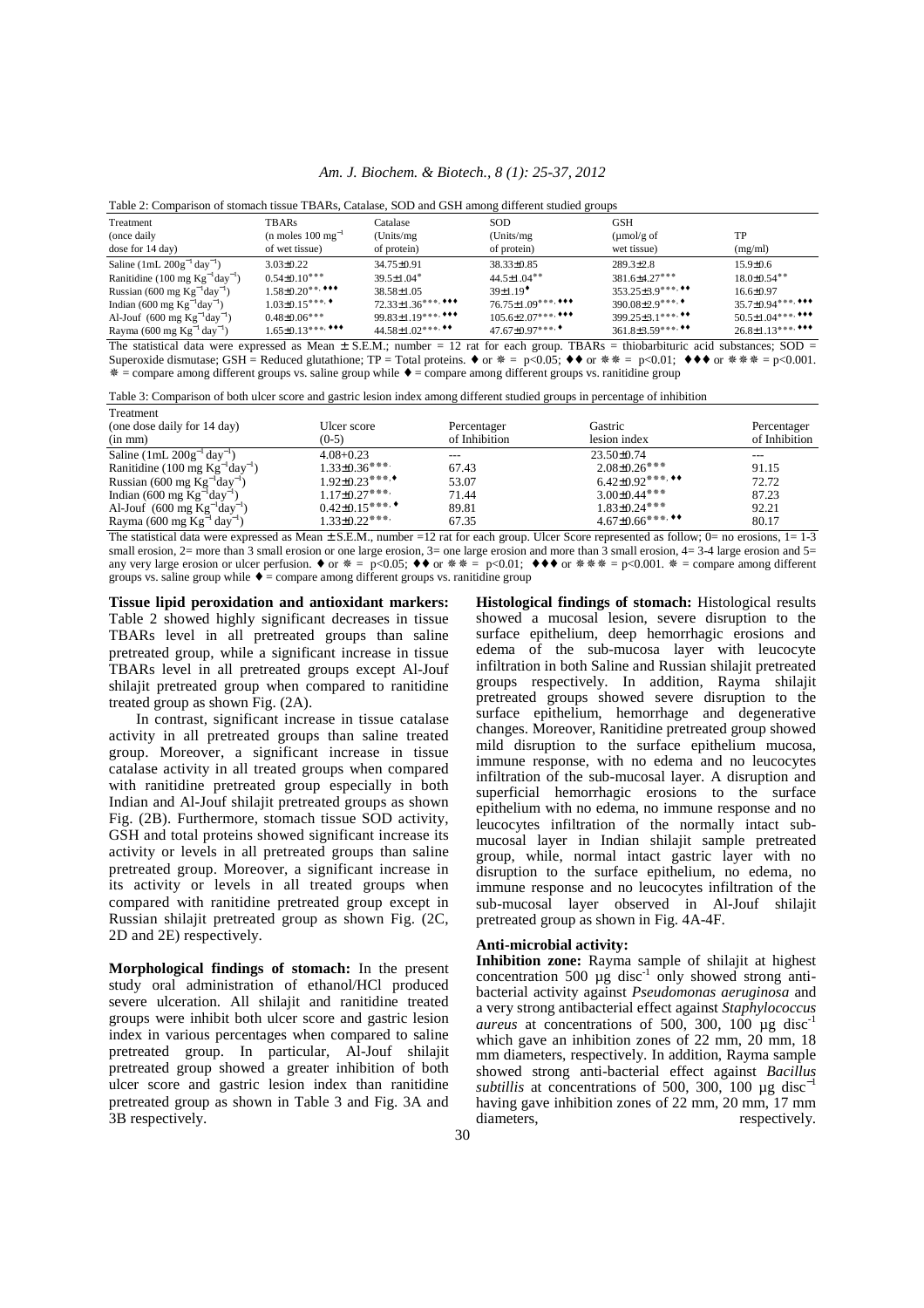Table 2: Comparison of stomach tissue TBARs, Catalase, SOD and GSH among different studied groups

| Treatment (once daily dose for 14 day) | TBARs (n moles 100 mg$^{-1}$ of wet tissue) | Catalase (Units/mg of protein) | SOD (Units/mg of protein) | GSH (µmol/g of wet tissue) | TP (mg/ml) |
|---|---|---|---|---|---|
| Saline (1mL 200g$^{-1}$ day$^{-1}$) | 3.03±0.22 | 34.75±0.91 | 38.33±0.85 | 289.3±2.8 | 15.9±0.6 |
| Ranitidine (100 mg Kg$^{-1}$day$^{-1}$) | 0.54±0.10\*\*\* | 39.5±1.04\* | 44.5±1.04\*\* | 381.6±4.27\*\*\* | 18.0±0.54\*\* |
| Russian (600 mg Kg$^{-1}$day$^{-1}$) | 1.58±0.20\*\*, ♦♦♦ | 38.58±1.05 | 39±1.19♦ | 353.25±3.9\*\*\*, ♦♦ | 16.6±0.97 |
| Indian (600 mg Kg$^{-1}$day$^{-1}$) | 1.03±0.15\*\*\*, ♦ | 72.33±1.36\*\*\*, ♦♦♦ | 76.75±1.09\*\*\*, ♦♦♦ | 390.08±2.9\*\*\*, ♦ | 35.7±0.94\*\*\*, ♦♦♦ |
| Al-Jouf (600 mg Kg$^{-1}$day$^{-1}$) | 0.48±0.06\*\*\* | 99.83±1.19\*\*\*, ♦♦♦ | 105.6±2.07\*\*\*, ♦♦♦ | 399.25±3.1\*\*\*, ♦♦ | 50.5±1.04\*\*\*, ♦♦♦ |
| Rayma (600 mg Kg$^{-1}$ day$^{-1}$) | 1.65±0.13\*\*\*, ♦♦♦ | 44.58±1.02\*\*\*, ♦♦ | 47.67±0.97\*\*\*, ♦ | 361.8±3.59\*\*\*, ♦♦ | 26.8±1.13\*\*\*, ♦♦♦ |

The statistical data were expressed as Mean ± S.E.M.; number = 12 rat for each group. TBARs = thiobarbituric acid substances; SOD = Superoxide dismutase; GSH = Reduced glutathione; TP = Total proteins. ♦ or \* = $p<0.05$; ♦♦ or \*\* = $p<0.01$; ♦♦♦ or \*\*\* = $p<0.001$. \* = compare among different groups vs. saline group while ♦ = compare among different groups vs. ranitidine group

Table 3: Comparison of both ulcer score and gastric lesion index among different studied groups in percentage of inhibition

| Treatment (one dose daily for 14 day) (in mm) | Ulcer score (0-5) | Percentager of Inhibition | Gastric lesion index | Percentager of Inhibition |
|---|---|---|---|---|
| Saline (1mL 200g$^{-1}$ day$^{-1}$) | 4.08+0.23 | --- | 23.50±0.74 | --- |
| Ranitidine (100 mg Kg$^{-1}$day$^{-1}$) | 1.33±0.36\*\*\*. | 67.43 | 2.08±0.26\*\*\* | 91.15 |
| Russian (600 mg Kg$^{-1}$day$^{-1}$) | 1.92±0.23\*\*\*,♦ | 53.07 | 6.42±0.92\*\*\*, ♦♦ | 72.72 |
| Indian (600 mg Kg$^{-1}$day$^{-1}$) | 1.17±0.27\*\*\*. | 71.44 | 3.00±0.44\*\*\* | 87.23 |
| Al-Jouf (600 mg Kg$^{-1}$day$^{-1}$) | 0.42±0.15\*\*\*, ♦ | 89.81 | 1.83±0.24\*\*\* | 92.21 |
| Rayma (600 mg Kg$^{-1}$ day$^{-1}$) | 1.33±0.22\*\*\*. | 67.35 | 4.67±0.66\*\*\*, ♦♦ | 80.17 |

The statistical data were expressed as Mean ± S.E.M., number =12 rat for each group. Ulcer Score represented as follow; 0= no erosions, 1= 1-3 small erosion, 2= more than 3 small erosion or one large erosion, 3= one large erosion and more than 3 small erosion, 4= 3-4 large erosion and 5= any very large erosion or ulcer perfusion. ♦ or \* = $p<0.05$; ♦♦ or \*\* = $p<0.01$; ♦♦♦ or \*\*\* = $p<0.001$. \* = compare among different groups vs. saline group while ♦ = compare among different groups vs. ranitidine group

**Tissue lipid peroxidation and antioxidant markers:** Table 2 showed highly significant decreases in tissue TBARs level in all pretreated groups than saline pretreated group, while a significant increase in tissue TBARs level in all pretreated groups except Al-Jouf shilajit pretreated group when compared to ranitidine treated group as shown Fig. (2A).

In contrast, significant increase in tissue catalase activity in all pretreated groups than saline treated group. Moreover, a significant increase in tissue catalase activity in all treated groups when compared with ranitidine pretreated group especially in both Indian and Al-Jouf shilajit pretreated groups as shown Fig. (2B). Furthermore, stomach tissue SOD activity, GSH and total proteins showed significant increase its activity or levels in all pretreated groups than saline pretreated group. Moreover, a significant increase in its activity or levels in all treated groups when compared with ranitidine pretreated group except in Russian shilajit pretreated group as shown Fig. (2C, 2D and 2E) respectively.

**Morphological findings of stomach:** In the present study oral administration of ethanol/HCl produced severe ulceration. All shilajit and ranitidine treated groups were inhibit both ulcer score and gastric lesion index in various percentages when compared to saline pretreated group. In particular, Al-Jouf shilajit pretreated group showed a greater inhibition of both ulcer score and gastric lesion index than ranitidine pretreated group as shown in Table 3 and Fig. 3A and 3B respectively.

**Histological findings of stomach:** Histological results showed a mucosal lesion, severe disruption to the surface epithelium, deep hemorrhagic erosions and edema of the sub-mucosa layer with leucocyte infiltration in both Saline and Russian shilajit pretreated groups respectively. In addition, Rayma shilajit pretreated groups showed severe disruption to the surface epithelium, hemorrhage and degenerative changes. Moreover, Ranitidine pretreated group showed mild disruption to the surface epithelium mucosa, immune response, with no edema and no leucocytes infiltration of the sub-mucosal layer. A disruption and superficial hemorrhagic erosions to the surface epithelium with no edema, no immune response and no leucocytes infiltration of the normally intact sub-mucosal layer in Indian shilajit sample pretreated group, while, normal intact gastric layer with no disruption to the surface epithelium, no edema, no immune response and no leucocytes infiltration of the sub-mucosal layer observed in Al-Jouf shilajit pretreated group as shown in Fig. 4A-4F.

**Anti-microbial activity:**

**Inhibition zone:** Rayma sample of shilajit at highest concentration 500 µg disc$^{-1}$ only showed strong anti-bacterial activity against *Pseudomonas aeruginosa* and a very strong antibacterial effect against *Staphylococcus aureus* at concentrations of 500, 300, 100 µg disc$^{-1}$ which gave an inhibition zones of 22 mm, 20 mm, 18 mm diameters, respectively. In addition, Rayma sample showed strong anti-bacterial effect against *Bacillus subtillis* at concentrations of 500, 300, 100 µg disc$^{-1}$ having gave inhibition zones of 22 mm, 20 mm, 17 mm diameters, respectively.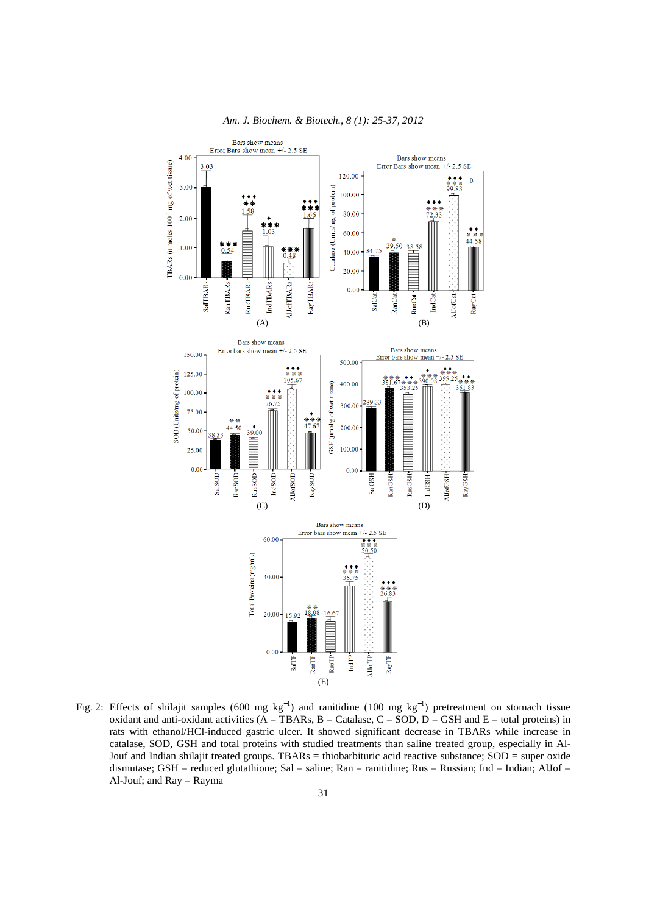Fig. 2: Effects of shilajit samples (600 mg $kg^{-1}$) and ranitidine (100 mg $kg^{-1}$) pretreatment on stomach tissue oxidant and anti-oxidant activities (A = TBARs, B = Catalase, C = SOD, D = GSH and E = total proteins) in rats with ethanol/HCl-induced gastric ulcer. It showed significant decrease in TBARs while increase in catalase, SOD, GSH and total proteins with studied treatments than saline treated group, especially in Al-Jouf and Indian shilajit treated groups. TBARs = thiobarbituric acid reactive substance; SOD = super oxide dismutase; GSH = reduced glutathione; Sal = saline; Ran = ranitidine; Rus = Russian; Ind = Indian; AlJof = Al-Jouf; and Ray = Rayma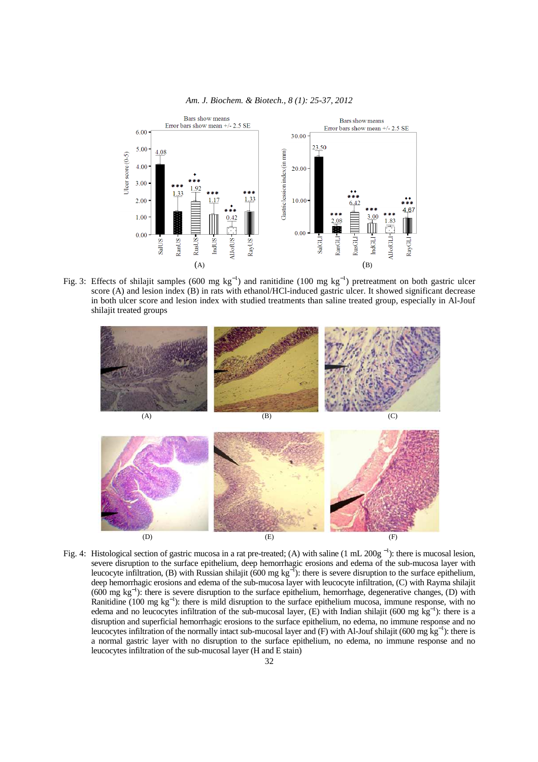Fig. 3: Effects of shilajit samples (600 mg $kg^{-1}$) and ranitidine (100 mg $kg^{-1}$) pretreatment on both gastric ulcer score (A) and lesion index (B) in rats with ethanol/HCl-induced gastric ulcer. It showed significant decrease in both ulcer score and lesion index with studied treatments than saline treated group, especially in Al-Jouf shilajit treated groups

Fig. 4: Histological section of gastric mucosa in a rat pre-treated; (A) with saline (1 mL 200g $^{-1}$): there is mucosal lesion, severe disruption to the surface epithelium, deep hemorrhagic erosions and edema of the sub-mucosa layer with leucocyte infiltration, (B) with Russian shilajit (600 mg $kg^{-1}$): there is severe disruption to the surface epithelium, deep hemorrhagic erosions and edema of the sub-mucosa layer with leucocyte infiltration, (C) with Rayma shilajit (600 mg $kg^{-1}$): there is severe disruption to the surface epithelium, hemorrhage, degenerative changes, (D) with Ranitidine (100 mg $kg^{-1}$): there is mild disruption to the surface epithelium mucosa, immune response, with no edema and no leucocytes infiltration of the sub-mucosal layer, (E) with Indian shilajit (600 mg $kg^{-1}$): there is a disruption and superficial hemorrhagic erosions to the surface epithelium, no edema, no immune response and no leucocytes infiltration of the normally intact sub-mucosal layer and (F) with Al-Jouf shilajit (600 mg $kg^{-1}$): there is a normal gastric layer with no disruption to the surface epithelium, no edema, no immune response and no leucocytes infiltration of the sub-mucosal layer (H and E stain)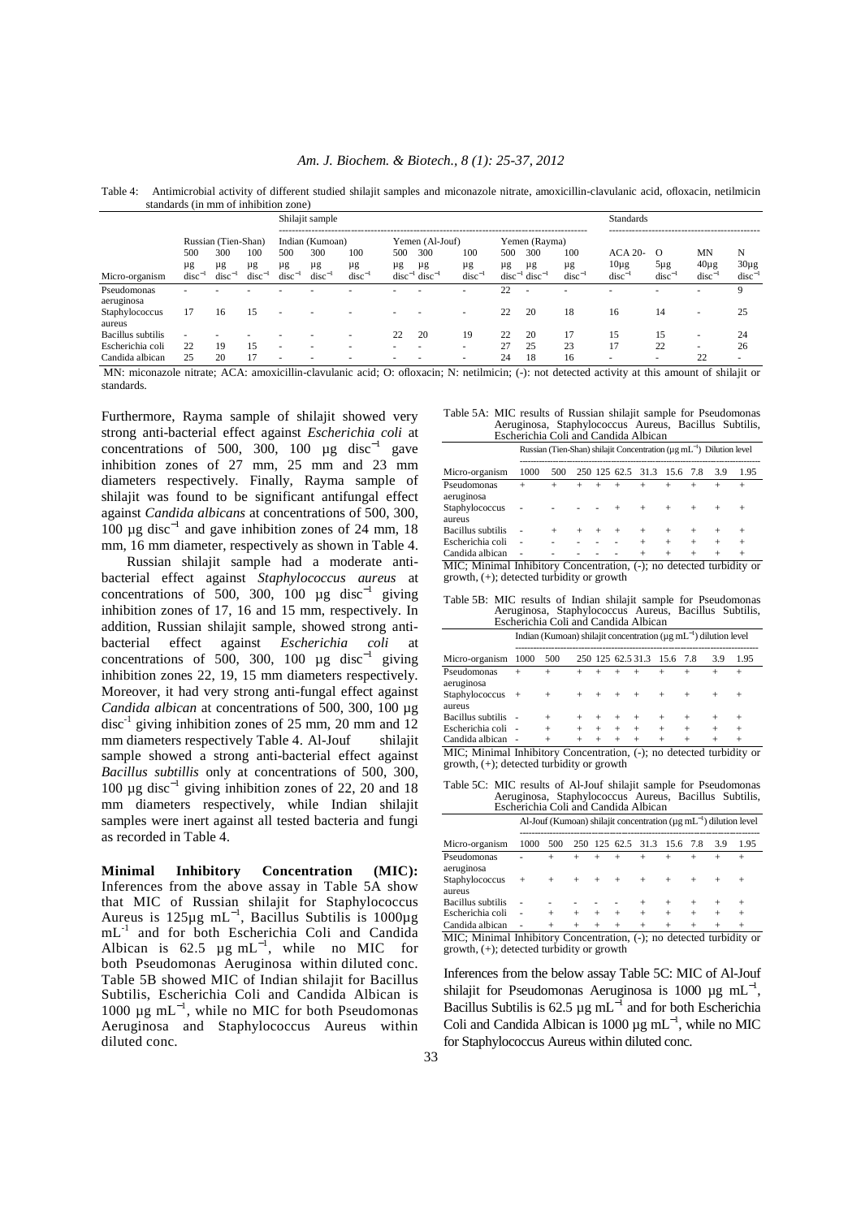Table 4: Antimicrobial activity of different studied shilajit samples and miconazole nitrate, amoxicillin-clavulanic acid, ofloxacin, netilmicin standards (in mm of inhibition zone)

| | Shilajit sample | | | | | | | | | | | | Standards | | | |
|---|---|---|---|---|---|---|---|---|---|---|---|---|---|---|---|---|
| | Russian (Tien-Shan) | | | Indian (Kumoan) | | | Yemen (Al-Jouf) | | | Yemen (Rayma) | | | | | | |
| Micro-organism | 500 µg $disc^{-1}$ | 300 µg $disc^{-1}$ | 100 µg $disc^{-1}$ | 500 µg $disc^{-1}$ | 300 µg $disc^{-1}$ | 100 µg $disc^{-1}$ | 500 µg $disc^{-1}$ | 300 µg $disc^{-1}$ | 100 µg $disc^{-1}$ | 500 µg $disc^{-1}$ | 300 µg $disc^{-1}$ | 100 µg $disc^{-1}$ | ACA 20-10µg $disc^{-1}$ | O 5µg $disc^{-1}$ | MN 40µg $disc^{-1}$ | N 30µg $disc^{-1}$ |
| Pseudomonas aeruginosa | - | - | - | - | - | - | - | - | - | 22 | - | - | - | - | - | 9 |
| Staphylococcus aureus | 17 | 16 | 15 | - | - | - | - | - | - | 22 | 20 | 18 | 16 | 14 | - | 25 |
| Bacillus subtilis | - | - | - | - | - | - | 22 | 20 | 19 | 22 | 20 | 17 | 15 | 15 | - | 24 |
| Escherichia coli | 22 | 19 | 15 | - | - | - | - | - | - | 27 | 25 | 23 | 17 | 22 | - | 26 |
| Candida albican | 25 | 20 | 17 | - | - | - | - | - | - | 24 | 18 | 16 | - | - | 22 | - |

MN: miconazole nitrate; ACA: amoxicillin-clavulanic acid; O: ofloxacin; N: netilmicin; (-): not detected activity at this amount of shilajit or standards.

Furthermore, Rayma sample of shilajit showed very strong anti-bacterial effect against *Escherichia coli* at concentrations of 500, 300, 100 µg $disc^{-1}$ gave inhibition zones of 27 mm, 25 mm and 23 mm diameters respectively. Finally, Rayma sample of shilajit was found to be significant antifungal effect against *Candida albicans* at concentrations of 500, 300, 100 µg $disc^{-1}$ and gave inhibition zones of 24 mm, 18 mm, 16 mm diameter, respectively as shown in Table 4.

Russian shilajit sample had a moderate anti-bacterial effect against *Staphylococcus aureus* at concentrations of 500, 300, 100 µg $disc^{-1}$ giving inhibition zones of 17, 16 and 15 mm, respectively. In addition, Russian shilajit sample, showed strong anti-bacterial effect against *Escherichia coli* at concentrations of 500, 300, 100 µg $disc^{-1}$ giving inhibition zones 22, 19, 15 mm diameters respectively. Moreover, it had very strong anti-fungal effect against *Candida albican* at concentrations of 500, 300, 100 µg $disc^{-1}$ giving inhibition zones of 25 mm, 20 mm and 12 mm diameters respectively Table 4. Al-Jouf shilajit sample showed a strong anti-bacterial effect against *Bacillus subtillis* only at concentrations of 500, 300, 100 µg $disc^{-1}$ giving inhibition zones of 22, 20 and 18 mm diameters respectively, while Indian shilajit samples were inert against all tested bacteria and fungi as recorded in Table 4.

**Minimal Inhibitory Concentration (MIC):** Inferences from the above assay in Table 5A show that MIC of Russian shilajit for Staphylococcus Aureus is 125µg $mL^{-1}$, Bacillus Subtilis is 1000µg $mL^{-1}$ and for both Escherichia Coli and Candida Albican is 62.5 µg $mL^{-1}$, while no MIC for both Pseudomonas Aeruginosa within diluted conc. Table 5B showed MIC of Indian shilajit for Bacillus Subtilis, Escherichia Coli and Candida Albican is 1000 µg $mL^{-1}$, while no MIC for both Pseudomonas Aeruginosa and Staphylococcus Aureus within diluted conc.

Table 5A: MIC results of Russian shilajit sample for Pseudomonas Aeruginosa, Staphylococcus Aureus, Bacillus Subtilis, Escherichia Coli and Candida Albican

| | Russian (Tien-Shan) shilajit Concentration (µg $mL^{-1}$) Dilution level | | | | | | | | | |
|---|---|---|---|---|---|---|---|---|---|---|
| Micro-organism | 1000 | 500 | 250 | 125 | 62.5 | 31.3 | 15.6 | 7.8 | 3.9 | 1.95 |
| Pseudomonas aeruginosa | + | + | + | + | + | + | + | + | + | + |
| Staphylococcus aureus | - | - | - | - | + | + | + | + | + | + |
| Bacillus subtilis | - | + | + | + | + | + | + | + | + | + |
| Escherichia coli | - | - | - | - | - | + | + | + | + | + |
| Candida albican | - | - | - | - | - | + | + | + | + | + |

MIC; Minimal Inhibitory Concentration, (-); no detected turbidity or growth, (+); detected turbidity or growth

Table 5B: MIC results of Indian shilajit sample for Pseudomonas Aeruginosa, Staphylococcus Aureus, Bacillus Subtilis, Escherichia Coli and Candida Albican

| | Indian (Kumoan) shilajit concentration (µg $mL^{-1}$) dilution level | | | | | | | | | |
|---|---|---|---|---|---|---|---|---|---|---|
| Micro-organism | 1000 | 500 | 250 | 125 | 62.5 | 31.3 | 15.6 | 7.8 | 3.9 | 1.95 |
| Pseudomonas aeruginosa | + | + | + | + | + | + | + | + | + | + |
| Staphylococcus aureus | + | + | + | + | + | + | + | + | + | + |
| Bacillus subtilis | - | + | + | + | + | + | + | + | + | + |
| Escherichia coli | - | + | + | + | + | + | + | + | + | + |
| Candida albican | - | + | + | + | + | + | + | + | + | + |

MIC; Minimal Inhibitory Concentration, (-); no detected turbidity or growth, (+); detected turbidity or growth

Table 5C: MIC results of Al-Jouf shilajit sample for Pseudomonas Aeruginosa, Staphylococcus Aureus, Bacillus Subtilis, Escherichia Coli and Candida Albican

| | Al-Jouf (Kumoan) shilajit concentration (µg $mL^{-1}$) dilution level | | | | | | | | | |
|---|---|---|---|---|---|---|---|---|---|---|
| Micro-organism | 1000 | 500 | 250 | 125 | 62.5 | 31.3 | 15.6 | 7.8 | 3.9 | 1.95 |
| Pseudomonas aeruginosa | - | + | + | + | + | + | + | + | + | + |
| Staphylococcus aureus | + | + | + | + | + | + | + | + | + | + |
| Bacillus subtilis | - | - | - | - | - | + | + | + | + | + |
| Escherichia coli | - | + | + | + | + | + | + | + | + | + |
| Candida albican | - | + | + | + | + | + | + | + | + | + |

MIC; Minimal Inhibitory Concentration, (-); no detected turbidity or growth, (+); detected turbidity or growth

Inferences from the below assay Table 5C: MIC of Al-Jouf shilajit for Pseudomonas Aeruginosa is 1000 µg $mL^{-1}$, Bacillus Subtilis is 62.5 µg $mL^{-1}$ and for both Escherichia Coli and Candida Albican is 1000 µg $mL^{-1}$, while no MIC for Staphylococcus Aureus within diluted conc.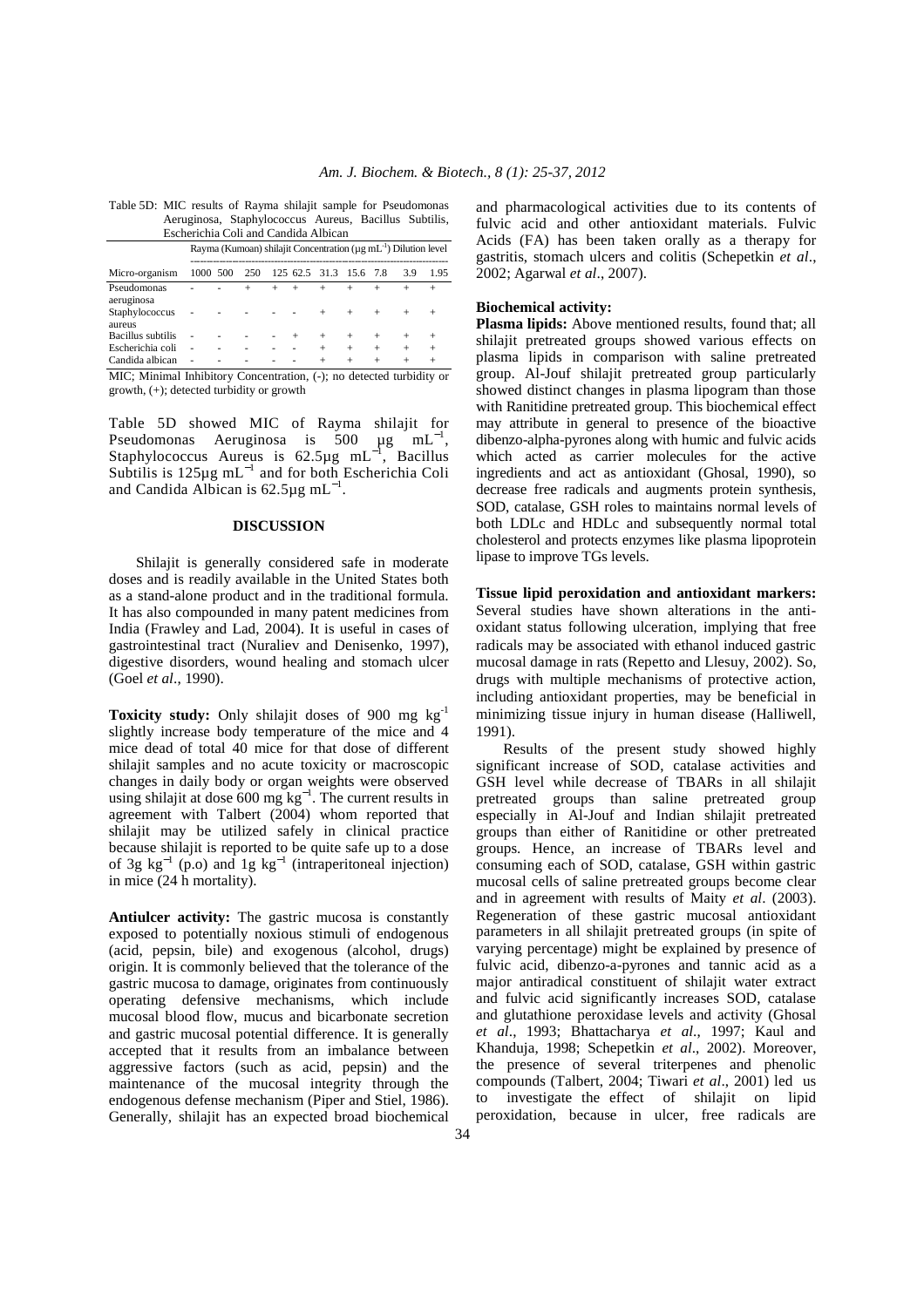Table 5D: MIC results of Rayma shilajit sample for Pseudomonas Aeruginosa, Staphylococcus Aureus, Bacillus Subtilis, Escherichia Coli and Candida Albican

| | Rayma (Kumoan) shilajit Concentration ($\mu g\ mL^{-1}$) Dilution level | | | | | | | | | |
|---|---|---|---|---|---|---|---|---|---|---|
| Micro-organism | 1000 | 500 | 250 | 125 | 62.5 | 31.3 | 15.6 | 7.8 | 3.9 | 1.95 |
| Pseudomonas aeruginosa | - | - | + | + | + | + | + | + | + | + |
| Staphylococcus aureus | - | - | - | - | - | + | + | + | + | + |
| Bacillus subtilis | - | - | - | - | + | + | + | + | + | + |
| Escherichia coli | - | - | - | - | - | + | + | + | + | + |
| Candida albican | - | - | - | - | - | + | + | + | + | + |

MIC; Minimal Inhibitory Concentration, (-); no detected turbidity or growth, (+); detected turbidity or growth

Table 5D showed MIC of Rayma shilajit for Pseudomonas Aeruginosa is 500 $\mu g\ mL^{-1}$, Staphylococcus Aureus is 62.5$\mu g\ mL^{-1}$, Bacillus Subtilis is 125$\mu g\ mL^{-1}$ and for both Escherichia Coli and Candida Albican is 62.5$\mu g\ mL^{-1}$.

## DISCUSSION

Shilajit is generally considered safe in moderate doses and is readily available in the United States both as a stand-alone product and in the traditional formula. It has also compounded in many patent medicines from India (Frawley and Lad, 2004). It is useful in cases of gastrointestinal tract (Nuraliev and Denisenko, 1997), digestive disorders, wound healing and stomach ulcer (Goel *et al*., 1990).

**Toxicity study:** Only shilajit doses of 900 mg $kg^{-1}$ slightly increase body temperature of the mice and 4 mice dead of total 40 mice for that dose of different shilajit samples and no acute toxicity or macroscopic changes in daily body or organ weights were observed using shilajit at dose 600 mg $kg^{-1}$. The current results in agreement with Talbert (2004) whom reported that shilajit may be utilized safely in clinical practice because shilajit is reported to be quite safe up to a dose of 3g $kg^{-1}$ (p.o) and 1g $kg^{-1}$ (intraperitoneal injection) in mice (24 h mortality).

**Antiulcer activity:** The gastric mucosa is constantly exposed to potentially noxious stimuli of endogenous (acid, pepsin, bile) and exogenous (alcohol, drugs) origin. It is commonly believed that the tolerance of the gastric mucosa to damage, originates from continuously operating defensive mechanisms, which include mucosal blood flow, mucus and bicarbonate secretion and gastric mucosal potential difference. It is generally accepted that it results from an imbalance between aggressive factors (such as acid, pepsin) and the maintenance of the mucosal integrity through the endogenous defense mechanism (Piper and Stiel, 1986). Generally, shilajit has an expected broad biochemical and pharmacological activities due to its contents of fulvic acid and other antioxidant materials. Fulvic Acids (FA) has been taken orally as a therapy for gastritis, stomach ulcers and colitis (Schepetkin *et al*., 2002; Agarwal *et al*., 2007).

### Biochemical activity:

**Plasma lipids:** Above mentioned results, found that; all shilajit pretreated groups showed various effects on plasma lipids in comparison with saline pretreated group. Al-Jouf shilajit pretreated group particularly showed distinct changes in plasma lipogram than those with Ranitidine pretreated group. This biochemical effect may attribute in general to presence of the bioactive dibenzo-alpha-pyrones along with humic and fulvic acids which acted as carrier molecules for the active ingredients and act as antioxidant (Ghosal, 1990), so decrease free radicals and augments protein synthesis, SOD, catalase, GSH roles to maintains normal levels of both LDLc and HDLc and subsequently normal total cholesterol and protects enzymes like plasma lipoprotein lipase to improve TGs levels.

**Tissue lipid peroxidation and antioxidant markers:** Several studies have shown alterations in the anti-oxidant status following ulceration, implying that free radicals may be associated with ethanol induced gastric mucosal damage in rats (Repetto and Llesuy, 2002). So, drugs with multiple mechanisms of protective action, including antioxidant properties, may be beneficial in minimizing tissue injury in human disease (Halliwell, 1991).

Results of the present study showed highly significant increase of SOD, catalase activities and GSH level while decrease of TBARs in all shilajit pretreated groups than saline pretreated group especially in Al-Jouf and Indian shilajit pretreated groups than either of Ranitidine or other pretreated groups. Hence, an increase of TBARs level and consuming each of SOD, catalase, GSH within gastric mucosal cells of saline pretreated groups become clear and in agreement with results of Maity *et al*. (2003). Regeneration of these gastric mucosal antioxidant parameters in all shilajit pretreated groups (in spite of varying percentage) might be explained by presence of fulvic acid, dibenzo-a-pyrones and tannic acid as a major antiradical constituent of shilajit water extract and fulvic acid significantly increases SOD, catalase and glutathione peroxidase levels and activity (Ghosal *et al*., 1993; Bhattacharya *et al*., 1997; Kaul and Khanduja, 1998; Schepetkin *et al*., 2002). Moreover, the presence of several triterpenes and phenolic compounds (Talbert, 2004; Tiwari *et al*., 2001) led us to investigate the effect of shilajit on lipid peroxidation, because in ulcer, free radicals are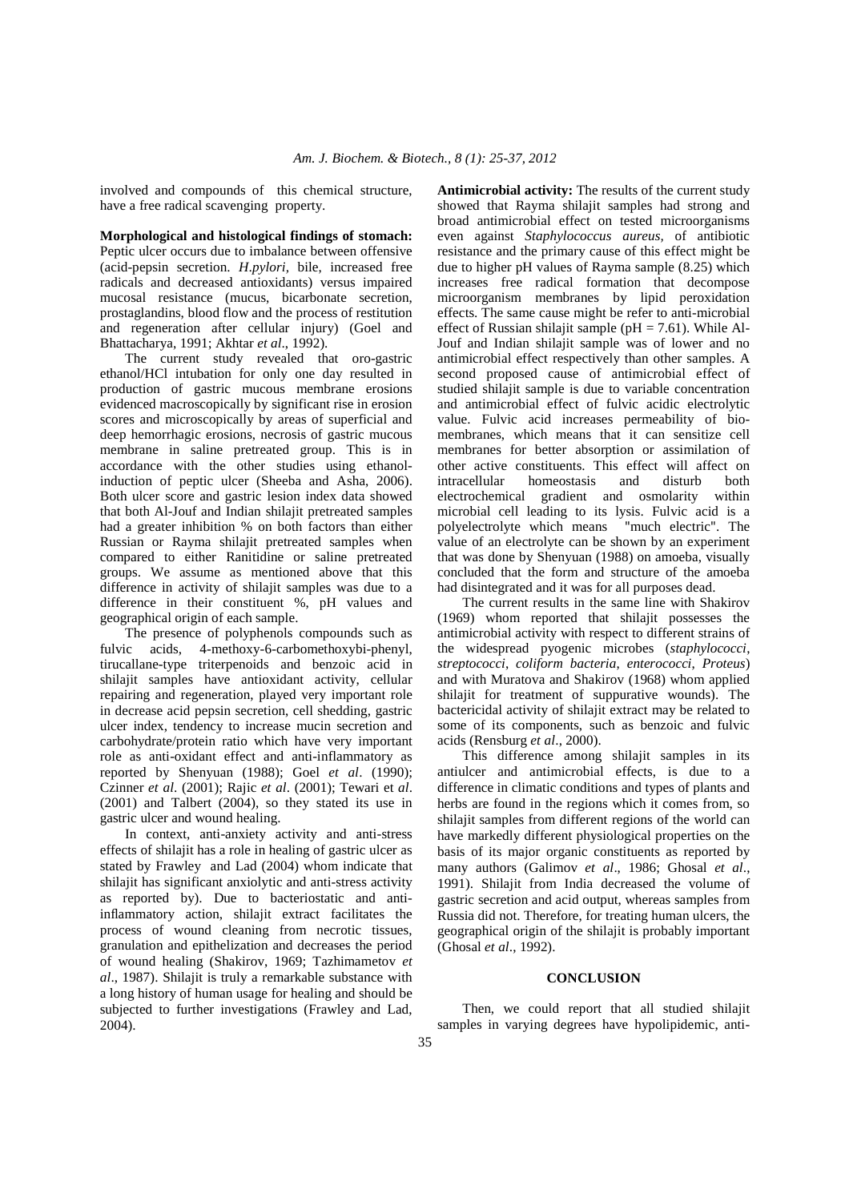involved and compounds of this chemical structure, have a free radical scavenging property.

**Morphological and histological findings of stomach:** Peptic ulcer occurs due to imbalance between offensive (acid-pepsin secretion. *H.pylori*, bile, increased free radicals and decreased antioxidants) versus impaired mucosal resistance (mucus, bicarbonate secretion, prostaglandins, blood flow and the process of restitution and regeneration after cellular injury) (Goel and Bhattacharya, 1991; Akhtar *et al*., 1992).

The current study revealed that oro-gastric ethanol/HCl intubation for only one day resulted in production of gastric mucous membrane erosions evidenced macroscopically by significant rise in erosion scores and microscopically by areas of superficial and deep hemorrhagic erosions, necrosis of gastric mucous membrane in saline pretreated group. This is in accordance with the other studies using ethanol-induction of peptic ulcer (Sheeba and Asha, 2006). Both ulcer score and gastric lesion index data showed that both Al-Jouf and Indian shilajit pretreated samples had a greater inhibition % on both factors than either Russian or Rayma shilajit pretreated samples when compared to either Ranitidine or saline pretreated groups. We assume as mentioned above that this difference in activity of shilajit samples was due to a difference in their constituent %, pH values and geographical origin of each sample.

The presence of polyphenols compounds such as fulvic acids, 4-methoxy-6-carbomethoxybi-phenyl, tirucallane-type triterpenoids and benzoic acid in shilajit samples have antioxidant activity, cellular repairing and regeneration, played very important role in decrease acid pepsin secretion, cell shedding, gastric ulcer index, tendency to increase mucin secretion and carbohydrate/protein ratio which have very important role as anti-oxidant effect and anti-inflammatory as reported by Shenyuan (1988); Goel *et al*. (1990); Czinner *et al*. (2001); Rajic *et al*. (2001); Tewari et *al*. (2001) and Talbert (2004), so they stated its use in gastric ulcer and wound healing.

In context, anti-anxiety activity and anti-stress effects of shilajit has a role in healing of gastric ulcer as stated by Frawley and Lad (2004) whom indicate that shilajit has significant anxiolytic and anti-stress activity as reported by). Due to bacteriostatic and anti-inflammatory action, shilajit extract facilitates the process of wound cleaning from necrotic tissues, granulation and epithelization and decreases the period of wound healing (Shakirov, 1969; Tazhimametov *et al*., 1987). Shilajit is truly a remarkable substance with a long history of human usage for healing and should be subjected to further investigations (Frawley and Lad, 2004).

**Antimicrobial activity:** The results of the current study showed that Rayma shilajit samples had strong and broad antimicrobial effect on tested microorganisms even against *Staphylococcus aureus*, of antibiotic resistance and the primary cause of this effect might be due to higher pH values of Rayma sample (8.25) which increases free radical formation that decompose microorganism membranes by lipid peroxidation effects. The same cause might be refer to anti-microbial effect of Russian shilajit sample (pH = 7.61). While Al-Jouf and Indian shilajit sample was of lower and no antimicrobial effect respectively than other samples. A second proposed cause of antimicrobial effect of studied shilajit sample is due to variable concentration and antimicrobial effect of fulvic acidic electrolytic value. Fulvic acid increases permeability of bio-membranes, which means that it can sensitize cell membranes for better absorption or assimilation of other active constituents. This effect will affect on intracellular homeostasis and disturb both electrochemical gradient and osmolarity within microbial cell leading to its lysis. Fulvic acid is a polyelectrolyte which means "much electric". The value of an electrolyte can be shown by an experiment that was done by Shenyuan (1988) on amoeba, visually concluded that the form and structure of the amoeba had disintegrated and it was for all purposes dead.

The current results in the same line with Shakirov (1969) whom reported that shilajit possesses the antimicrobial activity with respect to different strains of the widespread pyogenic microbes (*staphylococci*, *streptococci*, *coliform bacteria*, *enterococci*, *Proteus*) and with Muratova and Shakirov (1968) whom applied shilajit for treatment of suppurative wounds). The bactericidal activity of shilajit extract may be related to some of its components, such as benzoic and fulvic acids (Rensburg *et al*., 2000).

This difference among shilajit samples in its antiulcer and antimicrobial effects, is due to a difference in climatic conditions and types of plants and herbs are found in the regions which it comes from, so shilajit samples from different regions of the world can have markedly different physiological properties on the basis of its major organic constituents as reported by many authors (Galimov *et al*., 1986; Ghosal *et al*., 1991). Shilajit from India decreased the volume of gastric secretion and acid output, whereas samples from Russia did not. Therefore, for treating human ulcers, the geographical origin of the shilajit is probably important (Ghosal *et al*., 1992).

## CONCLUSION

Then, we could report that all studied shilajit samples in varying degrees have hypolipidemic, anti-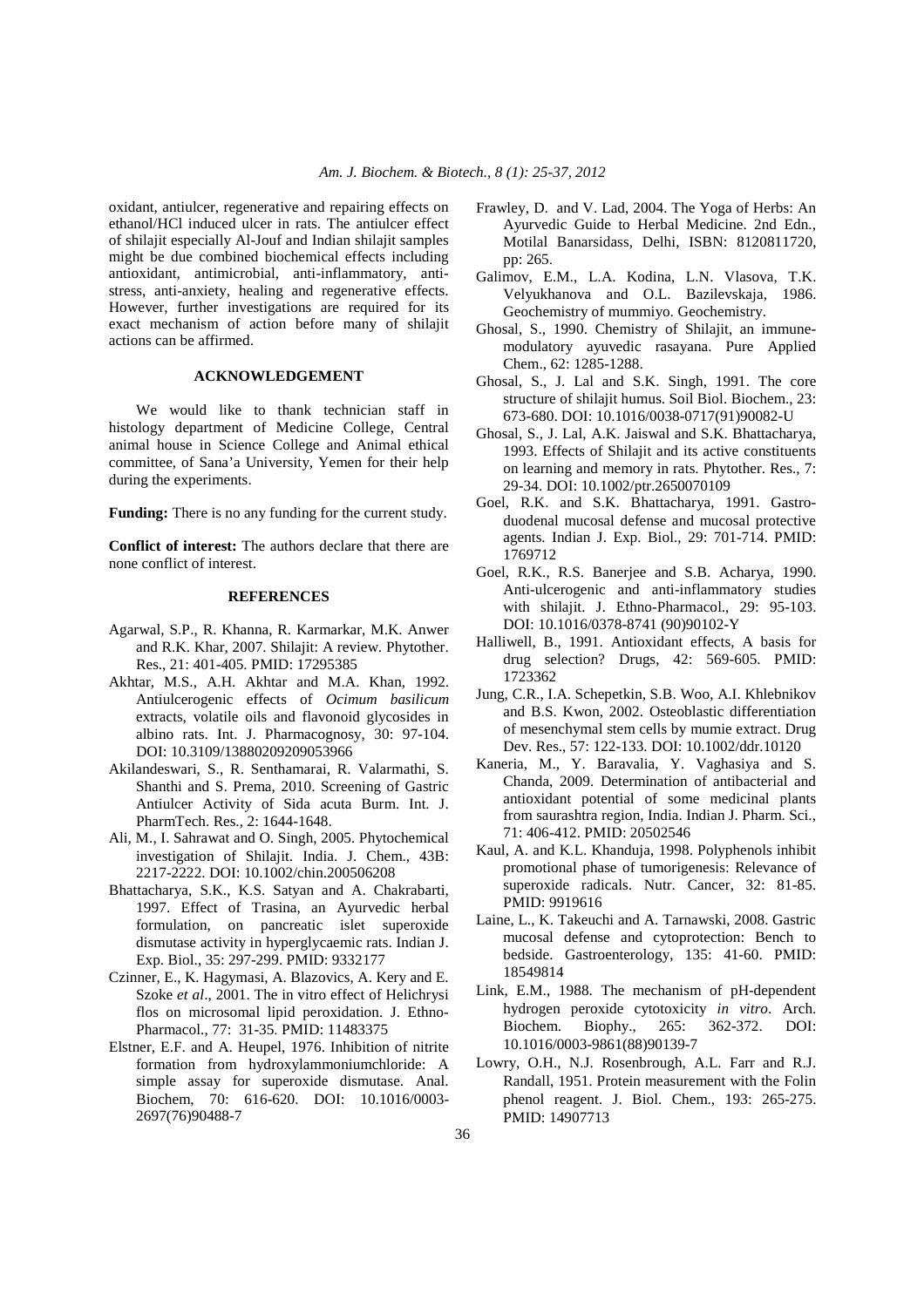oxidant, antiulcer, regenerative and repairing effects on ethanol/HCl induced ulcer in rats. The antiulcer effect of shilajit especially Al-Jouf and Indian shilajit samples might be due combined biochemical effects including antioxidant, antimicrobial, anti-inflammatory, anti-stress, anti-anxiety, healing and regenerative effects. However, further investigations are required for its exact mechanism of action before many of shilajit actions can be affirmed.

## ACKNOWLEDGEMENT

We would like to thank technician staff in histology department of Medicine College, Central animal house in Science College and Animal ethical committee, of Sana'a University, Yemen for their help during the experiments.

**Funding:** There is no any funding for the current study.

**Conflict of interest:** The authors declare that there are none conflict of interest.

## REFERENCES

Agarwal, S.P., R. Khanna, R. Karmarkar, M.K. Anwer and R.K. Khar, 2007. Shilajit: A review. Phytother. Res., 21: 401-405. PMID: 17295385

Akhtar, M.S., A.H. Akhtar and M.A. Khan, 1992. Antiulcerogenic effects of *Ocimum basilicum* extracts, volatile oils and flavonoid glycosides in albino rats. Int. J. Pharmacognosy, 30: 97-104. DOI: 10.3109/13880209209053966

Akilandeswari, S., R. Senthamarai, R. Valarmathi, S. Shanthi and S. Prema, 2010. Screening of Gastric Antiulcer Activity of Sida acuta Burm. Int. J. PharmTech. Res., 2: 1644-1648.

Ali, M., I. Sahrawat and O. Singh, 2005. Phytochemical investigation of Shilajit. India. J. Chem., 43B: 2217-2222. DOI: 10.1002/chin.200506208

Bhattacharya, S.K., K.S. Satyan and A. Chakrabarti, 1997. Effect of Trasina, an Ayurvedic herbal formulation, on pancreatic islet superoxide dismutase activity in hyperglycaemic rats. Indian J. Exp. Biol., 35: 297-299. PMID: 9332177

Czinner, E., K. Hagymasi, A. Blazovics, A. Kery and E. Szoke *et al*., 2001. The in vitro effect of Helichrysi flos on microsomal lipid peroxidation. J. Ethno-Pharmacol., 77: 31-35. PMID: 11483375

Elstner, E.F. and A. Heupel, 1976. Inhibition of nitrite formation from hydroxylammoniumchloride: A simple assay for superoxide dismutase. Anal. Biochem, 70: 616-620. DOI: 10.1016/0003-2697(76)90488-7

Frawley, D. and V. Lad, 2004. The Yoga of Herbs: An Ayurvedic Guide to Herbal Medicine. 2nd Edn., Motilal Banarsidass, Delhi, ISBN: 8120811720, pp: 265.

Galimov, E.M., L.A. Kodina, L.N. Vlasova, T.K. Velyukhanova and O.L. Bazilevskaja, 1986. Geochemistry of mummiyo. Geochemistry.

Ghosal, S., 1990. Chemistry of Shilajit, an immune-modulatory ayuvedic rasayana. Pure Applied Chem., 62: 1285-1288.

Ghosal, S., J. Lal and S.K. Singh, 1991. The core structure of shilajit humus. Soil Biol. Biochem., 23: 673-680. DOI: 10.1016/0038-0717(91)90082-U

Ghosal, S., J. Lal, A.K. Jaiswal and S.K. Bhattacharya, 1993. Effects of Shilajit and its active constituents on learning and memory in rats. Phytother. Res., 7: 29-34. DOI: 10.1002/ptr.2650070109

Goel, R.K. and S.K. Bhattacharya, 1991. Gastro-duodenal mucosal defense and mucosal protective agents. Indian J. Exp. Biol., 29: 701-714. PMID: 1769712

Goel, R.K., R.S. Banerjee and S.B. Acharya, 1990. Anti-ulcerogenic and anti-inflammatory studies with shilajit. J. Ethno-Pharmacol., 29: 95-103. DOI: 10.1016/0378-8741 (90)90102-Y

Halliwell, B., 1991. Antioxidant effects, A basis for drug selection? Drugs, 42: 569-605. PMID: 1723362

Jung, C.R., I.A. Schepetkin, S.B. Woo, A.I. Khlebnikov and B.S. Kwon, 2002. Osteoblastic differentiation of mesenchymal stem cells by mumie extract. Drug Dev. Res., 57: 122-133. DOI: 10.1002/ddr.10120

Kaneria, M., Y. Baravalia, Y. Vaghasiya and S. Chanda, 2009. Determination of antibacterial and antioxidant potential of some medicinal plants from saurashtra region, India. Indian J. Pharm. Sci., 71: 406-412. PMID: 20502546

Kaul, A. and K.L. Khanduja, 1998. Polyphenols inhibit promotional phase of tumorigenesis: Relevance of superoxide radicals. Nutr. Cancer, 32: 81-85. PMID: 9919616

Laine, L., K. Takeuchi and A. Tarnawski, 2008. Gastric mucosal defense and cytoprotection: Bench to bedside. Gastroenterology, 135: 41-60. PMID: 18549814

Link, E.M., 1988. The mechanism of pH-dependent hydrogen peroxide cytotoxicity *in vitro*. Arch. Biochem. Biophy., 265: 362-372. DOI: 10.1016/0003-9861(88)90139-7

Lowry, O.H., N.J. Rosenbrough, A.L. Farr and R.J. Randall, 1951. Protein measurement with the Folin phenol reagent. J. Biol. Chem., 193: 265-275. PMID: 14907713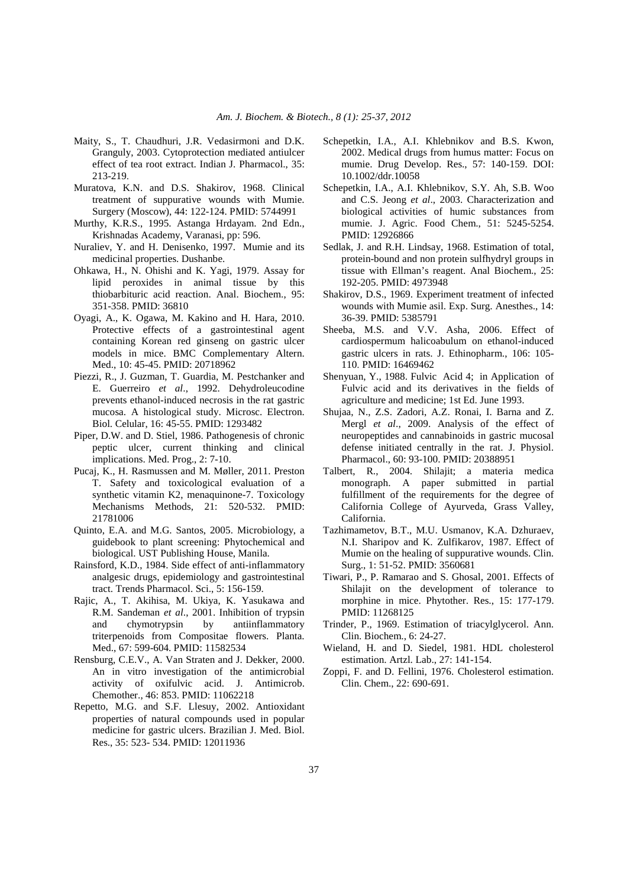Maity, S., T. Chaudhuri, J.R. Vedasirmoni and D.K. Granguly, 2003. Cytoprotection mediated antiulcer effect of tea root extract. Indian J. Pharmacol., 35: 213-219.

Muratova, K.N. and D.S. Shakirov, 1968. Clinical treatment of suppurative wounds with Mumie. Surgery (Moscow), 44: 122-124. PMID: 5744991

Murthy, K.R.S., 1995. Astanga Hrdayam. 2nd Edn., Krishnadas Academy, Varanasi, pp: 596.

Nuraliev, Y. and H. Denisenko, 1997. Mumie and its medicinal properties. Dushanbe.

Ohkawa, H., N. Ohishi and K. Yagi, 1979. Assay for lipid peroxides in animal tissue by this thiobarbituric acid reaction. Anal. Biochem., 95: 351-358. PMID: 36810

Oyagi, A., K. Ogawa, M. Kakino and H. Hara, 2010. Protective effects of a gastrointestinal agent containing Korean red ginseng on gastric ulcer models in mice. BMC Complementary Altern. Med., 10: 45-45. PMID: 20718962

Piezzi, R., J. Guzman, T. Guardia, M. Pestchanker and E. Guerreiro *et al*., 1992. Dehydroleucodine prevents ethanol-induced necrosis in the rat gastric mucosa. A histological study. Microsc. Electron. Biol. Celular, 16: 45-55. PMID: 1293482

Piper, D.W. and D. Stiel, 1986. Pathogenesis of chronic peptic ulcer, current thinking and clinical implications. Med. Prog., 2: 7-10.

Pucaj, K., H. Rasmussen and M. Møller, 2011. Preston T. Safety and toxicological evaluation of a synthetic vitamin K2, menaquinone-7. Toxicology Mechanisms Methods, 21: 520-532. PMID: 21781006

Quinto, E.A. and M.G. Santos, 2005. Microbiology, a guidebook to plant screening: Phytochemical and biological. UST Publishing House, Manila.

Rainsford, K.D., 1984. Side effect of anti-inflammatory analgesic drugs, epidemiology and gastrointestinal tract. Trends Pharmacol. Sci., 5: 156-159.

Rajic, A., T. Akihisa, M. Ukiya, K. Yasukawa and R.M. Sandeman *et al*., 2001. Inhibition of trypsin and chymotrypsin by antiinflammatory triterpenoids from Compositae flowers. Planta. Med., 67: 599-604. PMID: 11582534

Rensburg, C.E.V., A. Van Straten and J. Dekker, 2000. An in vitro investigation of the antimicrobial activity of oxifulvic acid. J. Antimicrob. Chemother., 46: 853. PMID: 11062218

Repetto, M.G. and S.F. Llesuy, 2002. Antioxidant properties of natural compounds used in popular medicine for gastric ulcers. Brazilian J. Med. Biol. Res., 35: 523- 534. PMID: 12011936

Schepetkin, I.A., A.I. Khlebnikov and B.S. Kwon, 2002. Medical drugs from humus matter: Focus on mumie. Drug Develop. Res., 57: 140-159. DOI: 10.1002/ddr.10058

Schepetkin, I.A., A.I. Khlebnikov, S.Y. Ah, S.B. Woo and C.S. Jeong *et al*., 2003. Characterization and biological activities of humic substances from mumie. J. Agric. Food Chem., 51: 5245-5254. PMID: 12926866

Sedlak, J. and R.H. Lindsay, 1968. Estimation of total, protein-bound and non protein sulfhydryl groups in tissue with Ellman's reagent. Anal Biochem., 25: 192-205. PMID: 4973948

Shakirov, D.S., 1969. Experiment treatment of infected wounds with Mumie asil. Exp. Surg. Anesthes., 14: 36-39. PMID: 5385791

Sheeba, M.S. and V.V. Asha, 2006. Effect of cardiospermum halicoabulum on ethanol-induced gastric ulcers in rats. J. Ethinopharm., 106: 105-110. PMID: 16469462

Shenyuan, Y., 1988. Fulvic Acid 4; in Application of Fulvic acid and its derivatives in the fields of agriculture and medicine; 1st Ed. June 1993.

Shujaa, N., Z.S. Zadori, A.Z. Ronai, I. Barna and Z. Mergl *et al*., 2009. Analysis of the effect of neuropeptides and cannabinoids in gastric mucosal defense initiated centrally in the rat. J. Physiol. Pharmacol., 60: 93-100. PMID: 20388951

Talbert, R., 2004. Shilajit; a materia medica monograph. A paper submitted in partial fulfillment of the requirements for the degree of California College of Ayurveda, Grass Valley, California.

Tazhimametov, B.T., M.U. Usmanov, K.A. Dzhuraev, N.I. Sharipov and K. Zulfikarov, 1987. Effect of Mumie on the healing of suppurative wounds. Clin. Surg., 1: 51-52. PMID: 3560681

Tiwari, P., P. Ramarao and S. Ghosal, 2001. Effects of Shilajit on the development of tolerance to morphine in mice. Phytother. Res., 15: 177-179. PMID: 11268125

Trinder, P., 1969. Estimation of triacylglycerol. Ann. Clin. Biochem., 6: 24-27.

Wieland, H. and D. Siedel, 1981. HDL cholesterol estimation. Artzl. Lab., 27: 141-154.

Zoppi, F. and D. Fellini, 1976. Cholesterol estimation. Clin. Chem., 22: 690-691.